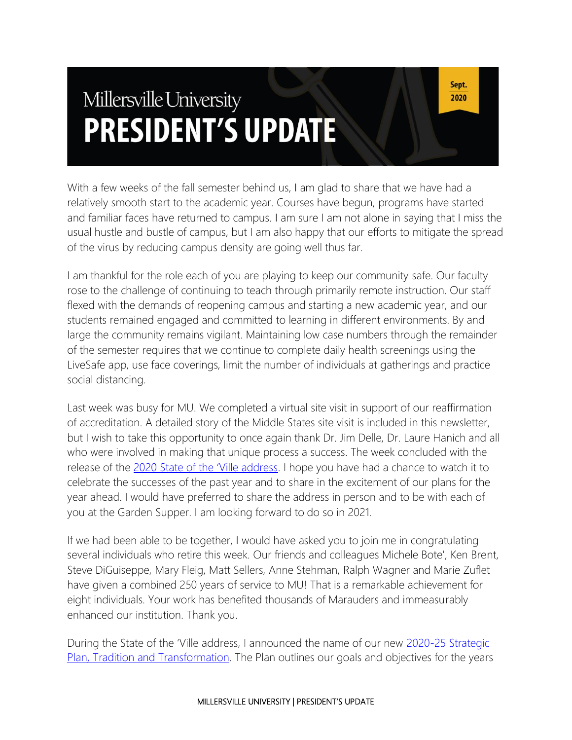# Millersville University
# PRESIDENT'S UPDATE

Sept. 2020

With a few weeks of the fall semester behind us, I am glad to share that we have had a relatively smooth start to the academic year. Courses have begun, programs have started and familiar faces have returned to campus. I am sure I am not alone in saying that I miss the usual hustle and bustle of campus, but I am also happy that our efforts to mitigate the spread of the virus by reducing campus density are going well thus far.

I am thankful for the role each of you are playing to keep our community safe. Our faculty rose to the challenge of continuing to teach through primarily remote instruction. Our staff flexed with the demands of reopening campus and starting a new academic year, and our students remained engaged and committed to learning in different environments. By and large the community remains vigilant. Maintaining low case numbers through the remainder of the semester requires that we continue to complete daily health screenings using the LiveSafe app, use face coverings, limit the number of individuals at gatherings and practice social distancing.

Last week was busy for MU. We completed a virtual site visit in support of our reaffirmation of accreditation. A detailed story of the Middle States site visit is included in this newsletter, but I wish to take this opportunity to once again thank Dr. Jim Delle, Dr. Laure Hanich and all who were involved in making that unique process a success. The week concluded with the release of the 2020 State of the 'Ville address. I hope you have had a chance to watch it to celebrate the successes of the past year and to share in the excitement of our plans for the year ahead. I would have preferred to share the address in person and to be with each of you at the Garden Supper. I am looking forward to do so in 2021.

If we had been able to be together, I would have asked you to join me in congratulating several individuals who retire this week. Our friends and colleagues Michele Bote', Ken Brent, Steve DiGuiseppe, Mary Fleig, Matt Sellers, Anne Stehman, Ralph Wagner and Marie Zuflet have given a combined 250 years of service to MU! That is a remarkable achievement for eight individuals. Your work has benefited thousands of Marauders and immeasurably enhanced our institution. Thank you.

During the State of the 'Ville address, I announced the name of our new 2020-25 Strategic Plan, Tradition and Transformation. The Plan outlines our goals and objectives for the years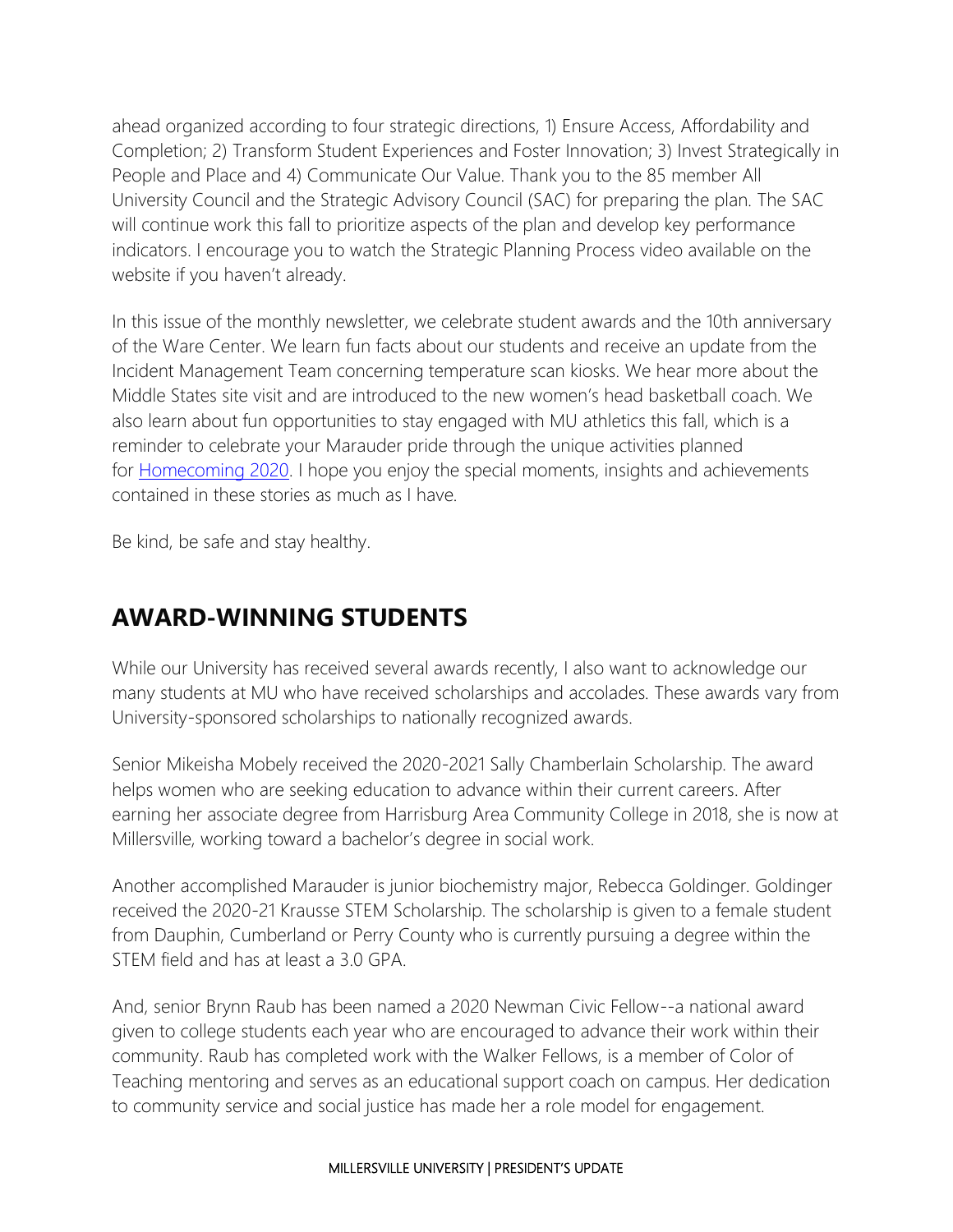ahead organized according to four strategic directions, 1) Ensure Access, Affordability and Completion; 2) Transform Student Experiences and Foster Innovation; 3) Invest Strategically in People and Place and 4) Communicate Our Value. Thank you to the 85 member All University Council and the Strategic Advisory Council (SAC) for preparing the plan. The SAC will continue work this fall to prioritize aspects of the plan and develop key performance indicators. I encourage you to watch the Strategic Planning Process video available on the website if you haven't already.

In this issue of the monthly newsletter, we celebrate student awards and the 10th anniversary of the Ware Center. We learn fun facts about our students and receive an update from the Incident Management Team concerning temperature scan kiosks. We hear more about the Middle States site visit and are introduced to the new women's head basketball coach. We also learn about fun opportunities to stay engaged with MU athletics this fall, which is a reminder to celebrate your Marauder pride through the unique activities planned for Homecoming 2020. I hope you enjoy the special moments, insights and achievements contained in these stories as much as I have.

Be kind, be safe and stay healthy.

## AWARD-WINNING STUDENTS

While our University has received several awards recently, I also want to acknowledge our many students at MU who have received scholarships and accolades. These awards vary from University-sponsored scholarships to nationally recognized awards.

Senior Mikeisha Mobely received the 2020-2021 Sally Chamberlain Scholarship. The award helps women who are seeking education to advance within their current careers. After earning her associate degree from Harrisburg Area Community College in 2018, she is now at Millersville, working toward a bachelor's degree in social work.

Another accomplished Marauder is junior biochemistry major, Rebecca Goldinger. Goldinger received the 2020-21 Krausse STEM Scholarship. The scholarship is given to a female student from Dauphin, Cumberland or Perry County who is currently pursuing a degree within the STEM field and has at least a 3.0 GPA.

And, senior Brynn Raub has been named a 2020 Newman Civic Fellow--a national award given to college students each year who are encouraged to advance their work within their community. Raub has completed work with the Walker Fellows, is a member of Color of Teaching mentoring and serves as an educational support coach on campus. Her dedication to community service and social justice has made her a role model for engagement.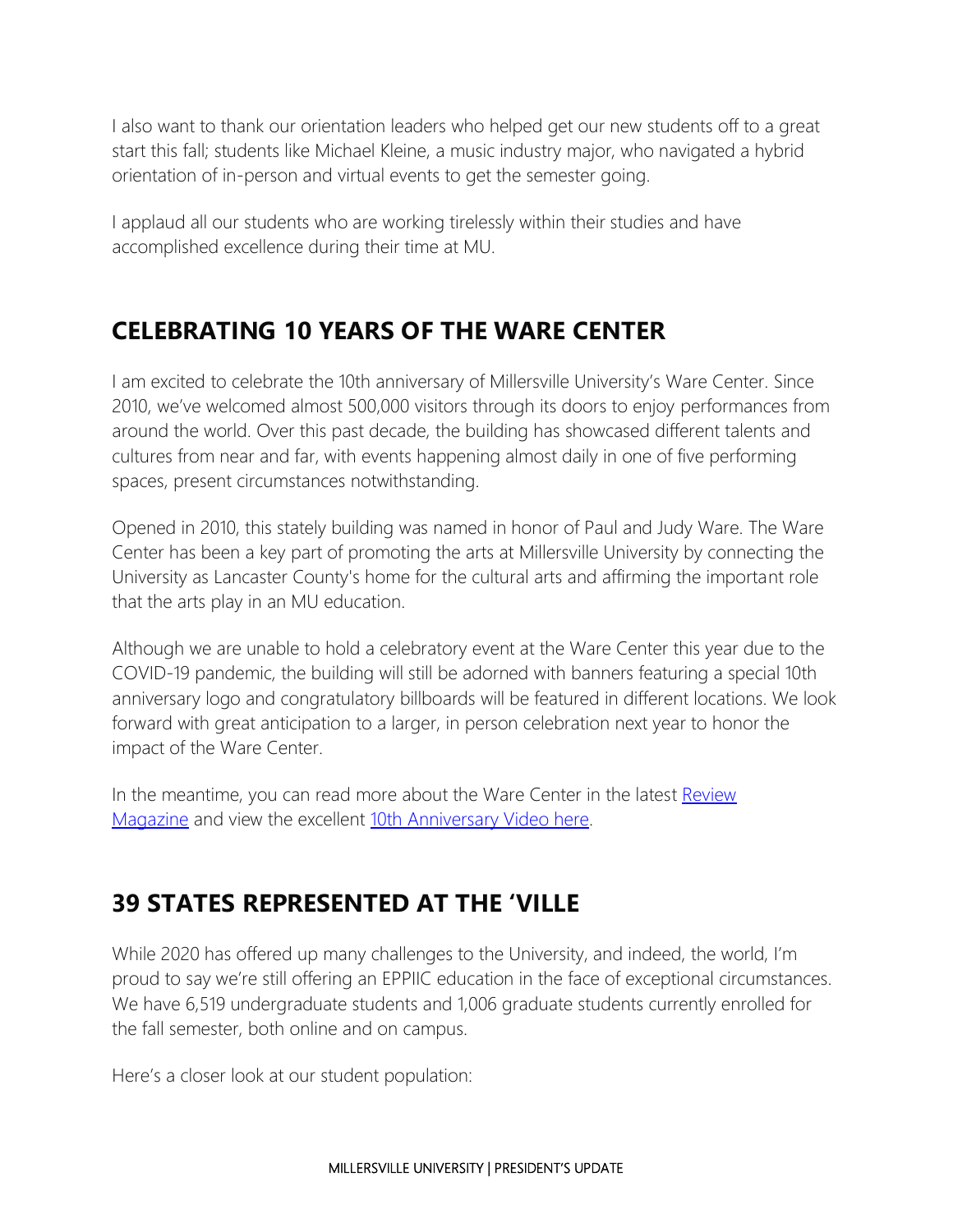I also want to thank our orientation leaders who helped get our new students off to a great start this fall; students like Michael Kleine, a music industry major, who navigated a hybrid orientation of in-person and virtual events to get the semester going.

I applaud all our students who are working tirelessly within their studies and have accomplished excellence during their time at MU.

## CELEBRATING 10 YEARS OF THE WARE CENTER

I am excited to celebrate the 10th anniversary of Millersville University's Ware Center. Since 2010, we've welcomed almost 500,000 visitors through its doors to enjoy performances from around the world. Over this past decade, the building has showcased different talents and cultures from near and far, with events happening almost daily in one of five performing spaces, present circumstances notwithstanding.

Opened in 2010, this stately building was named in honor of Paul and Judy Ware. The Ware Center has been a key part of promoting the arts at Millersville University by connecting the University as Lancaster County's home for the cultural arts and affirming the important role that the arts play in an MU education.

Although we are unable to hold a celebratory event at the Ware Center this year due to the COVID-19 pandemic, the building will still be adorned with banners featuring a special 10th anniversary logo and congratulatory billboards will be featured in different locations. We look forward with great anticipation to a larger, in person celebration next year to honor the impact of the Ware Center.

In the meantime, you can read more about the Ware Center in the latest Review Magazine and view the excellent 10th Anniversary Video here.

## 39 STATES REPRESENTED AT THE 'VILLE

While 2020 has offered up many challenges to the University, and indeed, the world, I'm proud to say we're still offering an EPPIIC education in the face of exceptional circumstances. We have 6,519 undergraduate students and 1,006 graduate students currently enrolled for the fall semester, both online and on campus.

Here's a closer look at our student population: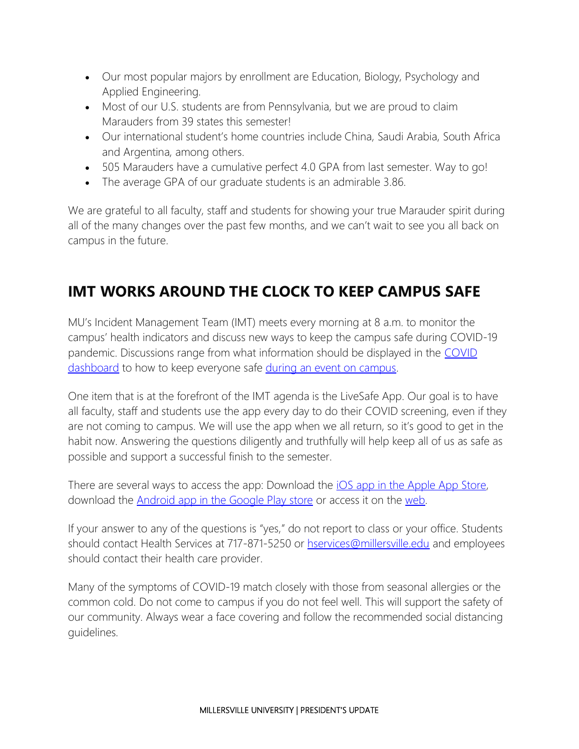- Our most popular majors by enrollment are Education, Biology, Psychology and Applied Engineering.
- Most of our U.S. students are from Pennsylvania, but we are proud to claim Marauders from 39 states this semester!
- Our international student's home countries include China, Saudi Arabia, South Africa and Argentina, among others.
- 505 Marauders have a cumulative perfect 4.0 GPA from last semester. Way to go!
- The average GPA of our graduate students is an admirable 3.86.

We are grateful to all faculty, staff and students for showing your true Marauder spirit during all of the many changes over the past few months, and we can't wait to see you all back on campus in the future.

## IMT WORKS AROUND THE CLOCK TO KEEP CAMPUS SAFE

MU's Incident Management Team (IMT) meets every morning at 8 a.m. to monitor the campus' health indicators and discuss new ways to keep the campus safe during COVID-19 pandemic. Discussions range from what information should be displayed in the COVID dashboard to how to keep everyone safe during an event on campus.

One item that is at the forefront of the IMT agenda is the LiveSafe App. Our goal is to have all faculty, staff and students use the app every day to do their COVID screening, even if they are not coming to campus. We will use the app when we all return, so it's good to get in the habit now. Answering the questions diligently and truthfully will help keep all of us as safe as possible and support a successful finish to the semester.

There are several ways to access the app: Download the iOS app in the Apple App Store, download the Android app in the Google Play store or access it on the web.

If your answer to any of the questions is "yes," do not report to class or your office. Students should contact Health Services at 717-871-5250 or hservices@millersville.edu and employees should contact their health care provider.

Many of the symptoms of COVID-19 match closely with those from seasonal allergies or the common cold. Do not come to campus if you do not feel well. This will support the safety of our community. Always wear a face covering and follow the recommended social distancing guidelines.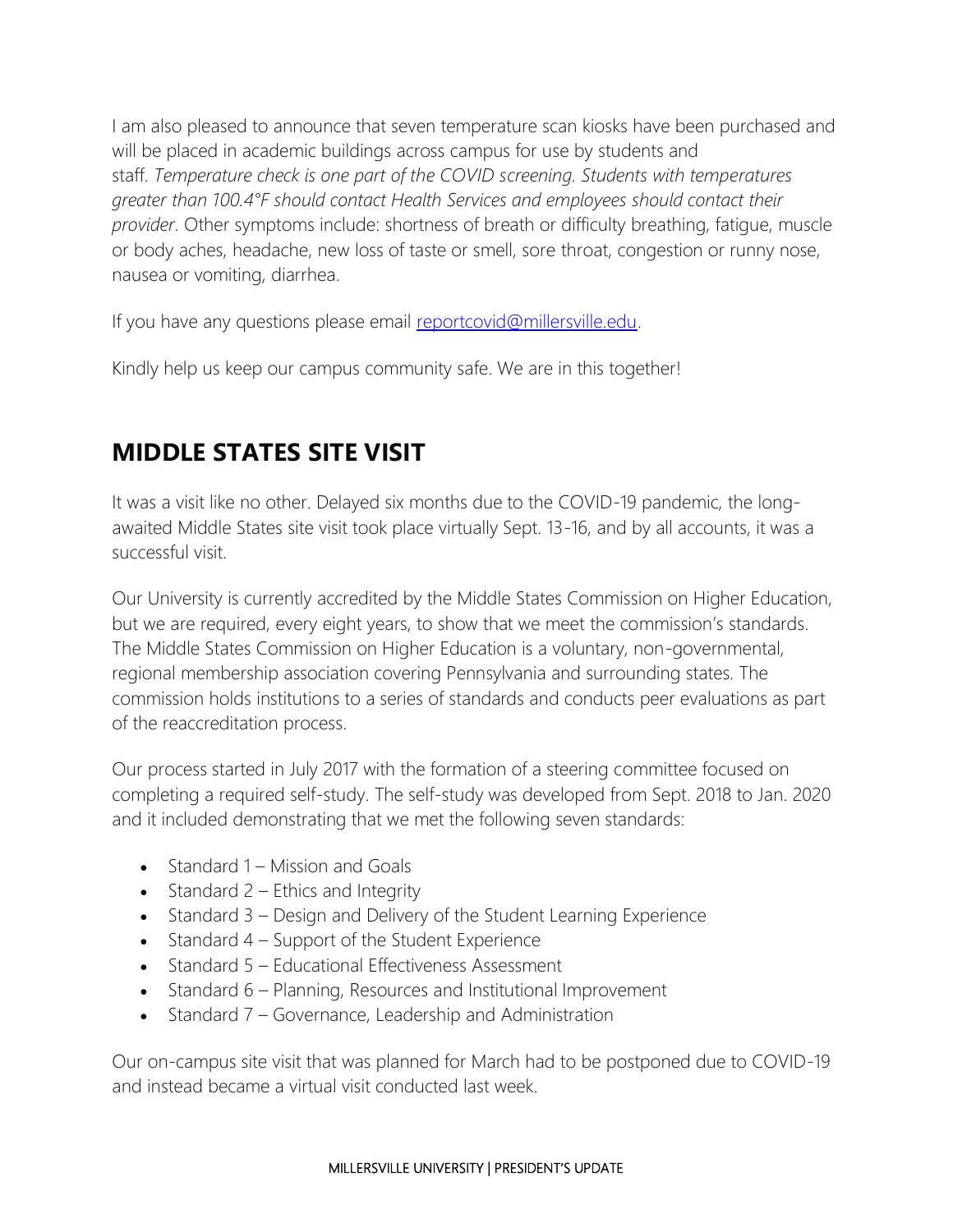I am also pleased to announce that seven temperature scan kiosks have been purchased and will be placed in academic buildings across campus for use by students and staff. *Temperature check is one part of the COVID screening. Students with temperatures greater than 100.4°F should contact Health Services and employees should contact their provider*. Other symptoms include: shortness of breath or difficulty breathing, fatigue, muscle or body aches, headache, new loss of taste or smell, sore throat, congestion or runny nose, nausea or vomiting, diarrhea.

If you have any questions please email [reportcovid@millersville.edu](mailto:reportcovid@millersville.edu).

Kindly help us keep our campus community safe. We are in this together!

## MIDDLE STATES SITE VISIT

It was a visit like no other. Delayed six months due to the COVID-19 pandemic, the long-awaited Middle States site visit took place virtually Sept. 13-16, and by all accounts, it was a successful visit.

Our University is currently accredited by the Middle States Commission on Higher Education, but we are required, every eight years, to show that we meet the commission's standards. The Middle States Commission on Higher Education is a voluntary, non-governmental, regional membership association covering Pennsylvania and surrounding states. The commission holds institutions to a series of standards and conducts peer evaluations as part of the reaccreditation process.

Our process started in July 2017 with the formation of a steering committee focused on completing a required self-study. The self-study was developed from Sept. 2018 to Jan. 2020 and it included demonstrating that we met the following seven standards:

- Standard 1 – Mission and Goals
- Standard 2 – Ethics and Integrity
- Standard 3 – Design and Delivery of the Student Learning Experience
- Standard 4 – Support of the Student Experience
- Standard 5 – Educational Effectiveness Assessment
- Standard 6 – Planning, Resources and Institutional Improvement
- Standard 7 – Governance, Leadership and Administration

Our on-campus site visit that was planned for March had to be postponed due to COVID-19 and instead became a virtual visit conducted last week.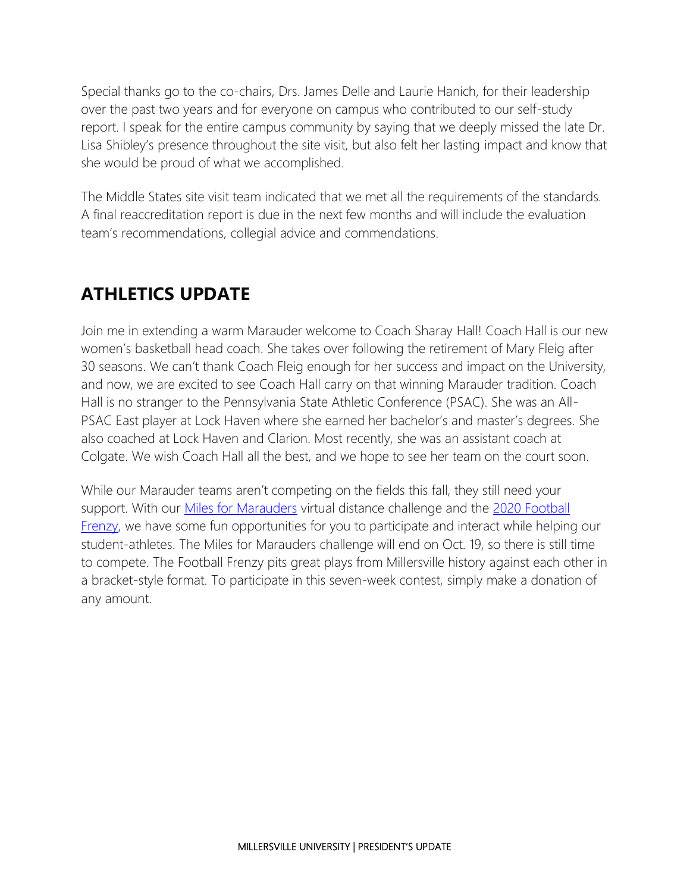Special thanks go to the co-chairs, Drs. James Delle and Laurie Hanich, for their leadership over the past two years and for everyone on campus who contributed to our self-study report. I speak for the entire campus community by saying that we deeply missed the late Dr. Lisa Shibley's presence throughout the site visit, but also felt her lasting impact and know that she would be proud of what we accomplished.

The Middle States site visit team indicated that we met all the requirements of the standards. A final reaccreditation report is due in the next few months and will include the evaluation team's recommendations, collegial advice and commendations.

## ATHLETICS UPDATE

Join me in extending a warm Marauder welcome to Coach Sharay Hall! Coach Hall is our new women's basketball head coach. She takes over following the retirement of Mary Fleig after 30 seasons. We can't thank Coach Fleig enough for her success and impact on the University, and now, we are excited to see Coach Hall carry on that winning Marauder tradition. Coach Hall is no stranger to the Pennsylvania State Athletic Conference (PSAC). She was an All-PSAC East player at Lock Haven where she earned her bachelor's and master's degrees. She also coached at Lock Haven and Clarion. Most recently, she was an assistant coach at Colgate. We wish Coach Hall all the best, and we hope to see her team on the court soon.

While our Marauder teams aren't competing on the fields this fall, they still need your support. With our Miles for Marauders virtual distance challenge and the 2020 Football Frenzy, we have some fun opportunities for you to participate and interact while helping our student-athletes. The Miles for Marauders challenge will end on Oct. 19, so there is still time to compete. The Football Frenzy pits great plays from Millersville history against each other in a bracket-style format. To participate in this seven-week contest, simply make a donation of any amount.